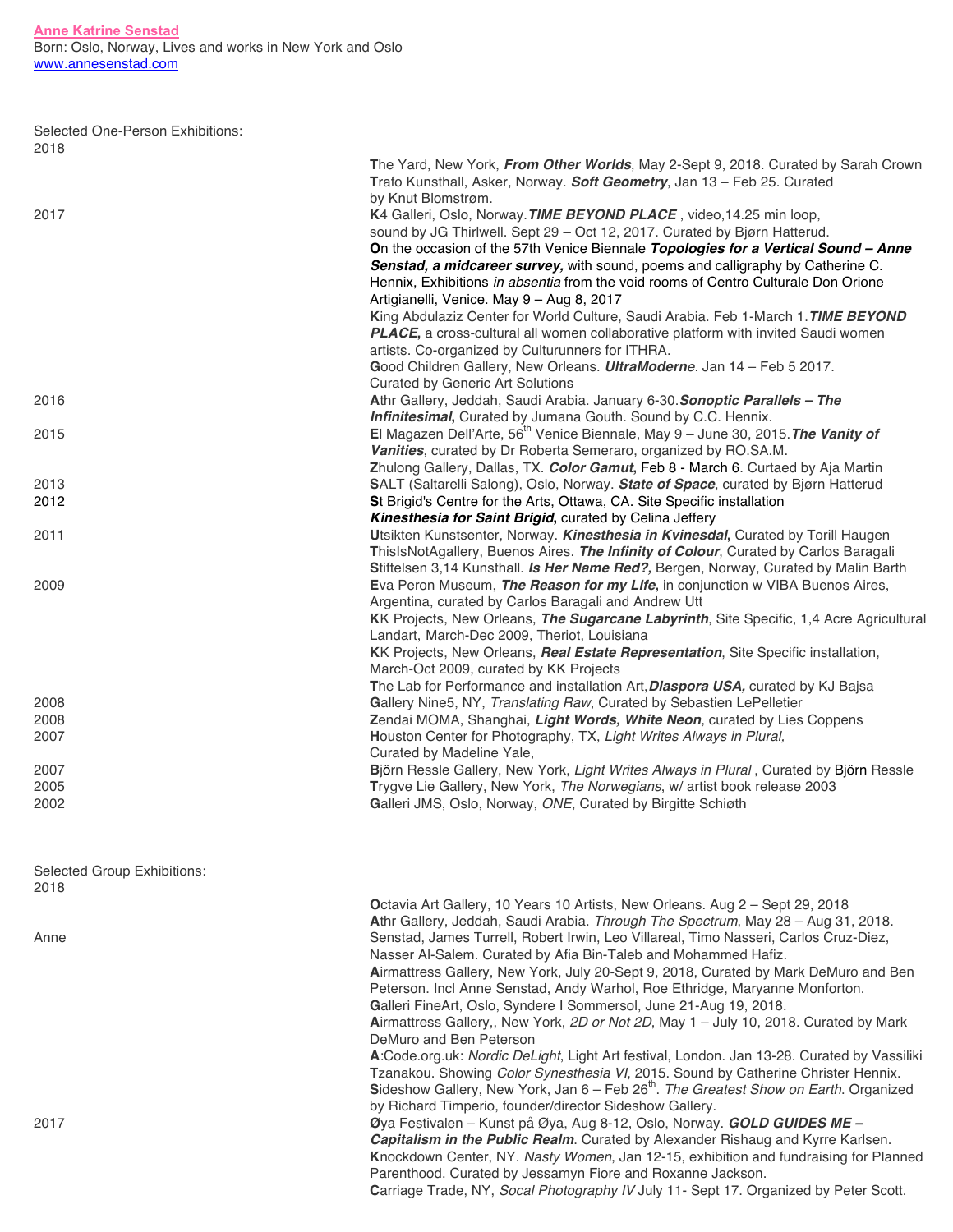**Anne Katrine Senstad**
Born: Oslo, Norway, Lives and works in New York and Oslo
www.annesenstad.com

Selected One-Person Exhibitions:

**2018**

**T**he Yard, New York, ***From Other Worlds***, May 2-Sept 9, 2018. Curated by Sarah Crown
**T**rafo Kunsthall, Asker, Norway. ***Soft Geometry***, Jan 13 – Feb 25. Curated by Knut Blomstrøm.

**2017**

**K**4 Galleri, Oslo, Norway.***TIME BEYOND PLACE*** , video,14.25 min loop, sound by JG Thirlwell. Sept 29 – Oct 12, 2017. Curated by Bjørn Hatterud.
**O**n the occasion of the 57th Venice Biennale ***Topologies for a Vertical Sound – Anne Senstad, a midcareer survey,*** with sound, poems and calligraphy by Catherine C. Hennix, Exhibitions *in absentia* from the void rooms of Centro Culturale Don Orione Artigianelli, Venice. May 9 – Aug 8, 2017
**K**ing Abdulaziz Center for World Culture, Saudi Arabia. Feb 1-March 1.***TIME BEYOND PLACE***, a cross-cultural all women collaborative platform with invited Saudi women artists. Co-organized by Culturunners for ITHRA.
**G**ood Children Gallery, New Orleans. ***UltraModerne***. Jan 14 – Feb 5 2017. Curated by Generic Art Solutions

**2016**

**A**thr Gallery, Jeddah, Saudi Arabia. January 6-30.***Sonoptic Parallels – The Infinitesimal***, Curated by Jumana Gouth. Sound by C.C. Hennix.

**2015**

**E**l Magazen Dell'Arte, 56th Venice Biennale, May 9 – June 30, 2015.***The Vanity of Vanities***, curated by Dr Roberta Semeraro, organized by RO.SA.M.
**Z**hulong Gallery, Dallas, TX. ***Color Gamut***, Feb 8 - March 6. Curtaed by Aja Martin

**2013**

**S**ALT (Saltarelli Salong), Oslo, Norway. ***State of Space***, curated by Bjørn Hatterud

**2012**

**S**t Brigid's Centre for the Arts, Ottawa, CA. Site Specific installation ***Kinesthesia for Saint Brigid***, curated by Celina Jeffery

**2011**

**U**tsikten Kunstsenter, Norway. ***Kinesthesia in Kvinesdal***, Curated by Torill Haugen
**T**hisIsNotAgallery, Buenos Aires. ***The Infinity of Colour***, Curated by Carlos Baragali
**S**tiftelsen 3,14 Kunsthall. ***Is Her Name Red?,*** Bergen, Norway, Curated by Malin Barth

**2009**

**E**va Peron Museum, ***The Reason for my Life***, in conjunction w VIBA Buenos Aires, Argentina, curated by Carlos Baragali and Andrew Utt
**K**K Projects, New Orleans, ***The Sugarcane Labyrinth***, Site Specific, 1,4 Acre Agricultural Landart, March-Dec 2009, Theriot, Louisiana
**K**K Projects, New Orleans, ***Real Estate Representation***, Site Specific installation, March-Oct 2009, curated by KK Projects
**T**he Lab for Performance and installation Art,***Diaspora USA,*** curated by KJ Bajsa

**2008**

**G**allery Nine5, NY, *Translating Raw*, Curated by Sebastien LePelletier

**2008**

**Z**endai MOMA, Shanghai, ***Light Words, White Neon***, curated by Lies Coppens

**2007**

**H**ouston Center for Photography, TX, *Light Writes Always in Plural,* Curated by Madeline Yale,

**2007**

**B**jörn Ressle Gallery, New York, *Light Writes Always in Plural* , Curated by Björn Ressle

**2005**

**T**rygve Lie Gallery, New York, *The Norwegians*, w/ artist book release 2003

**2002**

**G**alleri JMS, Oslo, Norway, *ONE*, Curated by Birgitte Schiøth

Selected Group Exhibitions:

**2018**

**O**ctavia Art Gallery, 10 Years 10 Artists, New Orleans. Aug 2 – Sept 29, 2018
**A**thr Gallery, Jeddah, Saudi Arabia. *Through The Spectrum*, May 28 – Aug 31, 2018. Anne Senstad, James Turrell, Robert Irwin, Leo Villareal, Timo Nasseri, Carlos Cruz-Diez, Nasser Al-Salem. Curated by Afia Bin-Taleb and Mohammed Hafiz.
**A**irmattress Gallery, New York, July 20-Sept 9, 2018, Curated by Mark DeMuro and Ben Peterson. Incl Anne Senstad, Andy Warhol, Roe Ethridge, Maryanne Monforton.
**G**alleri FineArt, Oslo, Syndere I Sommersol, June 21-Aug 19, 2018.
**A**irmattress Gallery,, New York, *2D or Not 2D*, May 1 – July 10, 2018. Curated by Mark DeMuro and Ben Peterson
**A**:Code.org.uk: *Nordic DeLight*, Light Art festival, London. Jan 13-28. Curated by Vassiliki Tzanakou. Showing *Color Synesthesia VI*, 2015. Sound by Catherine Christer Hennix.
**S**ideshow Gallery, New York, Jan 6 – Feb 26th. *The Greatest Show on Earth*. Organized by Richard Timperio, founder/director Sideshow Gallery.

**2017**

**Ø**ya Festivalen – Kunst på Øya, Aug 8-12, Oslo, Norway. ***GOLD GUIDES ME – Capitalism in the Public Realm***. Curated by Alexander Rishaug and Kyrre Karlsen.
**K**nockdown Center, NY. *Nasty Women*, Jan 12-15, exhibition and fundraising for Planned Parenthood. Curated by Jessamyn Fiore and Roxanne Jackson.
**C**arriage Trade, NY, *Socal Photography IV* July 11- Sept 17. Organized by Peter Scott.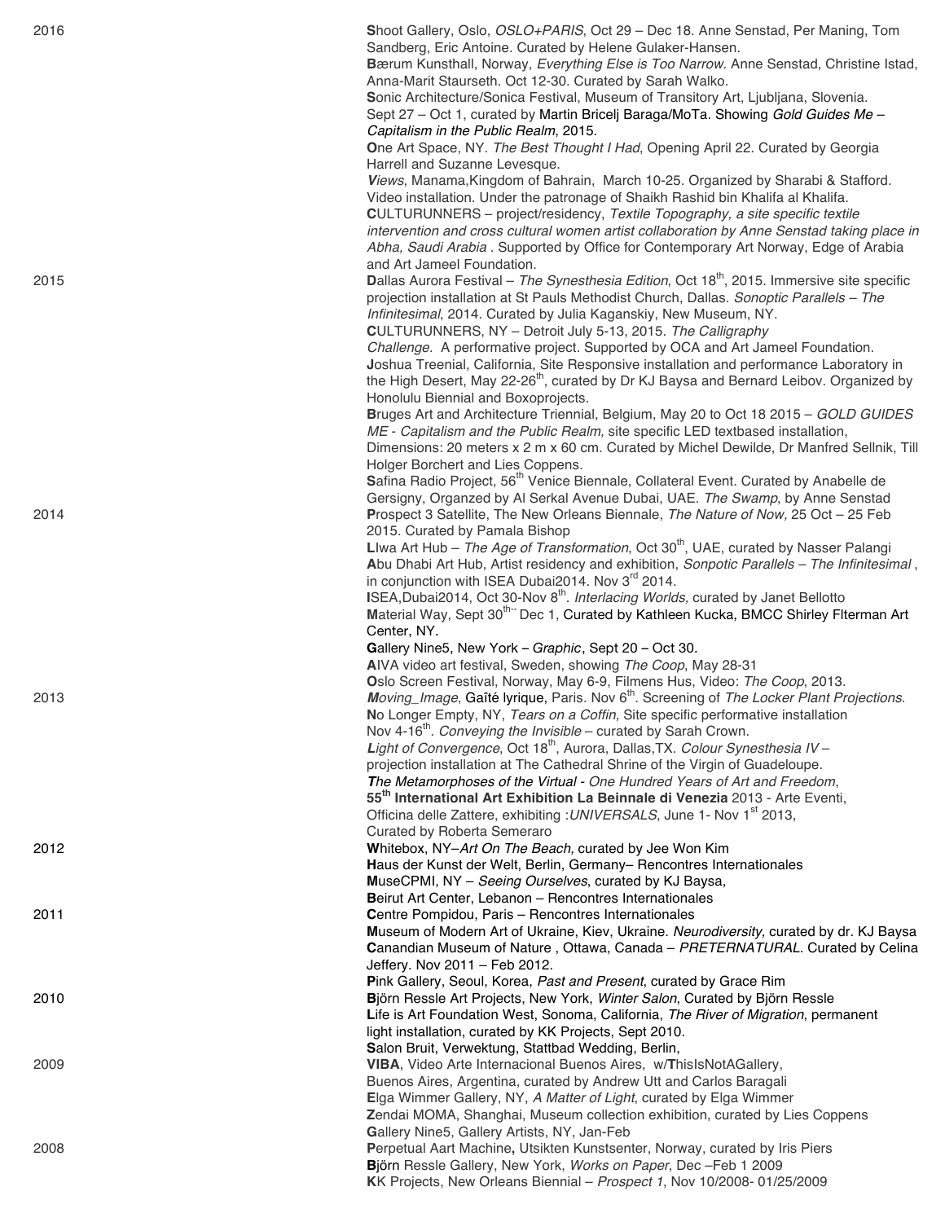2016

**S**hoot Gallery, Oslo, *OSLO+PARIS*, Oct 29 – Dec 18. Anne Senstad, Per Maning, Tom Sandberg, Eric Antoine. Curated by Helene Gulaker-Hansen.
**B**ærum Kunsthall, Norway, *Everything Else is Too Narrow.* Anne Senstad, Christine Istad, Anna-Marit Staurseth. Oct 12-30. Curated by Sarah Walko.
**S**onic Architecture/Sonica Festival, Museum of Transitory Art, Ljubljana, Slovenia. Sept 27 – Oct 1, curated by Martin Bricelj Baraga/MoTa. Showing *Gold Guides Me – Capitalism in the Public Realm*, 2015.
**O**ne Art Space, NY. *The Best Thought I Had*, Opening April 22. Curated by Georgia Harrell and Suzanne Levesque.
***V**iews*, Manama,Kingdom of Bahrain, March 10-25. Organized by Sharabi & Stafford. Video installation. Under the patronage of Shaikh Rashid bin Khalifa al Khalifa.
**C**ULTURUNNERS – project/residency, *Textile Topography, a site specific textile intervention and cross cultural women artist collaboration by Anne Senstad taking place in Abha, Saudi Arabia* . Supported by Office for Contemporary Art Norway, Edge of Arabia and Art Jameel Foundation.

2015

**D**allas Aurora Festival – *The Synesthesia Edition*, Oct 18th, 2015. Immersive site specific projection installation at St Pauls Methodist Church, Dallas. *Sonoptic Parallels – The Infinitesimal*, 2014. Curated by Julia Kaganskiy, New Museum, NY.
**C**ULTURUNNERS, NY – Detroit July 5-13, 2015. *The Calligraphy Challenge.* A performative project. Supported by OCA and Art Jameel Foundation.
**J**oshua Treenial, California, Site Responsive installation and performance Laboratory in the High Desert, May 22-26th, curated by Dr KJ Baysa and Bernard Leibov. Organized by Honolulu Biennial and Boxoprojects.
**B**ruges Art and Architecture Triennial, Belgium, May 20 to Oct 18 2015 – *GOLD GUIDES ME - Capitalism and the Public Realm,* site specific LED textbased installation, Dimensions: 20 meters x 2 m x 60 cm. Curated by Michel Dewilde, Dr Manfred Sellnik, Till Holger Borchert and Lies Coppens.
**S**afina Radio Project, 56th Venice Biennale, Collateral Event. Curated by Anabelle de Gersigny, Organzed by Al Serkal Avenue Dubai, UAE. *The Swamp*, by Anne Senstad

2014

**P**rospect 3 Satellite, The New Orleans Biennale, *The Nature of Now,* 25 Oct – 25 Feb 2015. Curated by Pamala Bishop
**L**Iwa Art Hub – *The Age of Transformation*, Oct 30th, UAE, curated by Nasser Palangi
**A**bu Dhabi Art Hub, Artist residency and exhibition, *Sonpotic Parallels – The Infinitesimal* , in conjunction with ISEA Dubai2014. Nov 3rd 2014.
**I**SEA,Dubai2014, Oct 30-Nov 8th. *Interlacing Worlds,* curated by Janet Bellotto
**M**aterial Way, Sept 30th- Dec 1, Curated by Kathleen Kucka, BMCC Shirley FIterman Art Center, NY.
**G**allery Nine5, New York – *Graphic*, Sept 20 – Oct 30.
**A**IVA video art festival, Sweden, showing *The Coop*, May 28-31
**O**slo Screen Festival, Norway, May 6-9, Filmens Hus, Video: *The Coop*, 2013.

2013

***M**oving_Image*, Gaîté lyrique, Paris. Nov 6th. Screening of *The Locker Plant Projections*.
**N**o Longer Empty, NY, *Tears on a Coffin,* Site specific performative installation Nov 4-16th. *Conveying the Invisible* – curated by Sarah Crown.
***L**ight of Convergence*, Oct 18th, Aurora, Dallas,TX. *Colour Synesthesia IV* – projection installation at The Cathedral Shrine of the Virgin of Guadeloupe.
***T**he Metamorphoses of the Virtual - One Hundred Years of Art and Freedom*,
**55th International Art Exhibition La Beinnale di Venezia** 2013 - Arte Eventi, Officina delle Zattere, exhibiting :*UNIVERSALS*, June 1- Nov 1st 2013, Curated by Roberta Semeraro

2012

**W**hitebox, NY–*Art On The Beach,* curated by Jee Won Kim
**H**aus der Kunst der Welt, Berlin, Germany– Rencontres Internationales
**M**useCPMI, NY – *Seeing Ourselves*, curated by KJ Baysa,
**B**eirut Art Center, Lebanon – Rencontres Internationales

2011

**C**entre Pompidou, Paris – Rencontres Internationales
**M**useum of Modern Art of Ukraine, Kiev, Ukraine. *Neurodiversity,* curated by dr. KJ Baysa
**C**anandian Museum of Nature , Ottawa, Canada – *PRETERNATURAL*. Curated by Celina Jeffery. Nov 2011 – Feb 2012.
**P**ink Gallery, Seoul, Korea, *Past and Present*, curated by Grace Rim

2010

**B**jörn Ressle Art Projects, New York, *Winter Salon*, Curated by Björn Ressle
**L**ife is Art Foundation West, Sonoma, California, *The River of Migration*, permanent light installation, curated by KK Projects, Sept 2010.
**S**alon Bruit, Verwektung, Stattbad Wedding, Berlin,

2009

**VIBA**, Video Arte Internacional Buenos Aires, w/**T**hisIsNotAGallery, Buenos Aires, Argentina, curated by Andrew Utt and Carlos Baragali
**E**lga Wimmer Gallery, NY, *A Matter of Light*, curated by Elga Wimmer
**Z**endai MOMA, Shanghai, Museum collection exhibition, curated by Lies Coppens
**G**allery Nine5, Gallery Artists, NY, Jan-Feb

2008

**P**erpetual Aart Machine**,** Utsikten Kunstsenter, Norway, curated by Iris Piers
**B**jörn Ressle Gallery, New York, *Works on Paper*, Dec –Feb 1 2009
**K**K Projects, New Orleans Biennial – *Prospect 1*, Nov 10/2008- 01/25/2009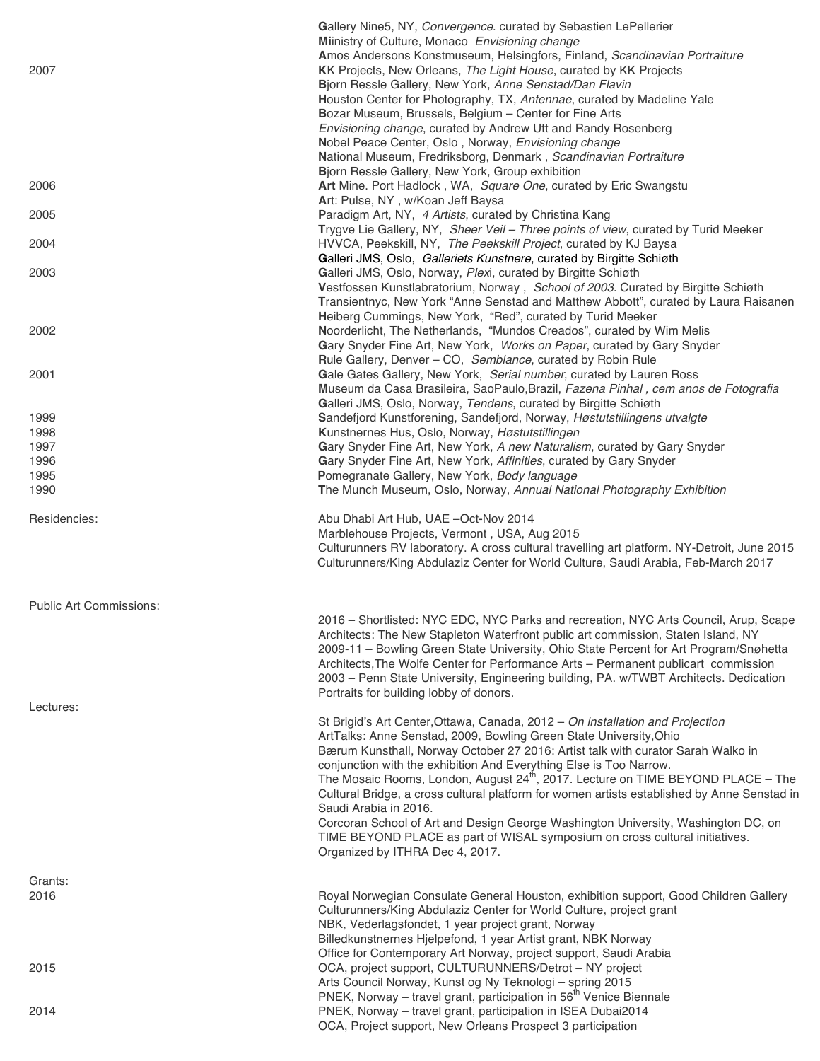| | |
|---|---|
| | **G**allery Nine5, NY, *Convergence*. curated by Sebastien LePellerier |
| | **Mi**inistry of Culture, Monaco *Envisioning change* |
| | **A**mos Andersons Konstmuseum, Helsingfors, Finland, *Scandinavian Portraiture* |
| 2007 | **K**K Projects, New Orleans, *The Light House*, curated by KK Projects |
| | **B**jorn Ressle Gallery, New York, *Anne Senstad/Dan Flavin* |
| | **H**ouston Center for Photography, TX, *Antennae*, curated by Madeline Yale |
| | **B**ozar Museum, Brussels, Belgium – Center for Fine Arts |
| | *Envisioning change*, curated by Andrew Utt and Randy Rosenberg |
| | **N**obel Peace Center, Oslo , Norway, *Envisioning change* |
| | **N**ational Museum, Fredriksborg, Denmark , *Scandinavian Portraiture* |
| | **B**jorn Ressle Gallery, New York, Group exhibition |
| 2006 | **Art** Mine. Port Hadlock , WA, *Square One*, curated by Eric Swangstu |
| | **A**rt: Pulse, NY , w/Koan Jeff Baysa |
| 2005 | **P**aradigm Art, NY, *4 Artists*, curated by Christina Kang |
| | **T**rygve Lie Gallery, NY, *Sheer Veil – Three points of view*, curated by Turid Meeker |
| 2004 | HVVCA, **P**eekskill, NY, *The Peekskill Project*, curated by KJ Baysa |
| | **G**alleri JMS, Oslo, *Galleriets Kunstnere*, curated by Birgitte Schiøth |
| 2003 | **G**alleri JMS, Oslo, Norway, *Plexi*, curated by Birgitte Schiøth |
| | **V**estfossen Kunstlabratorium, Norway , *School of 2003*. Curated by Birgitte Schiøth |
| | **T**ransientnyc, New York "Anne Senstad and Matthew Abbott", curated by Laura Raisanen |
| | **H**eiberg Cummings, New York, "Red", curated by Turid Meeker |
| 2002 | **N**oorderlicht, The Netherlands, "Mundos Creados", curated by Wim Melis |
| | **G**ary Snyder Fine Art, New York, *Works on Paper*, curated by Gary Snyder |
| | **R**ule Gallery, Denver – CO, *Semblance*, curated by Robin Rule |
| 2001 | **G**ale Gates Gallery, New York, *Serial number*, curated by Lauren Ross |
| | **M**useum da Casa Brasileira, SaoPaulo,Brazil, *Fazena Pinhal , cem anos de Fotografia* |
| | **G**alleri JMS, Oslo, Norway, *Tendens*, curated by Birgitte Schiøth |
| 1999 | **S**andefjord Kunstforening, Sandefjord, Norway, *Høstutstillingens utvalgte* |
| 1998 | **K**unstnernes Hus, Oslo, Norway, *Høstutstillingen* |
| 1997 | **G**ary Snyder Fine Art, New York, *A new Naturalism*, curated by Gary Snyder |
| 1996 | **G**ary Snyder Fine Art, New York, *Affinities*, curated by Gary Snyder |
| 1995 | **P**omegranate Gallery, New York, *Body language* |
| 1990 | **T**he Munch Museum, Oslo, Norway, *Annual National Photography Exhibition* |

Residencies:

Abu Dhabi Art Hub, UAE –Oct-Nov 2014
Marblehouse Projects, Vermont , USA, Aug 2015
Culturunners RV laboratory. A cross cultural travelling art platform. NY-Detroit, June 2015
Culturunners/King Abdulaziz Center for World Culture, Saudi Arabia, Feb-March 2017

Public Art Commissions:

2016 – Shortlisted: NYC EDC, NYC Parks and recreation, NYC Arts Council, Arup, Scape Architects: The New Stapleton Waterfront public art commission, Staten Island, NY
2009-11 – Bowling Green State University, Ohio State Percent for Art Program/Snøhetta Architects,The Wolfe Center for Performance Arts – Permanent publicart commission
2003 – Penn State University, Engineering building, PA. w/TWBT Architects. Dedication Portraits for building lobby of donors.

Lectures:

St Brigid's Art Center,Ottawa, Canada, 2012 – *On installation and Projection*
ArtTalks: Anne Senstad, 2009, Bowling Green State University,Ohio
Bærum Kunsthall, Norway October 27 2016: Artist talk with curator Sarah Walko in conjunction with the exhibition And Everything Else is Too Narrow.
The Mosaic Rooms, London, August 24th, 2017. Lecture on TIME BEYOND PLACE – The Cultural Bridge, a cross cultural platform for women artists established by Anne Senstad in Saudi Arabia in 2016.
Corcoran School of Art and Design George Washington University, Washington DC, on TIME BEYOND PLACE as part of WISAL symposium on cross cultural initiatives. Organized by ITHRA Dec 4, 2017.

Grants:

| | |
|---|---|
| 2016 | Royal Norwegian Consulate General Houston, exhibition support, Good Children Gallery |
| | Culturunners/King Abdulaziz Center for World Culture, project grant |
| | NBK, Vederlagsfondet, 1 year project grant, Norway |
| | Billedkunstnernes Hjelpefond, 1 year Artist grant, NBK Norway |
| | Office for Contemporary Art Norway, project support, Saudi Arabia |
| 2015 | OCA, project support, CULTURUNNERS/Detrot – NY project |
| | Arts Council Norway, Kunst og Ny Teknologi – spring 2015 |
| | PNEK, Norway – travel grant, participation in 56th Venice Biennale |
| 2014 | PNEK, Norway – travel grant, participation in ISEA Dubai2014 |
| | OCA, Project support, New Orleans Prospect 3 participation |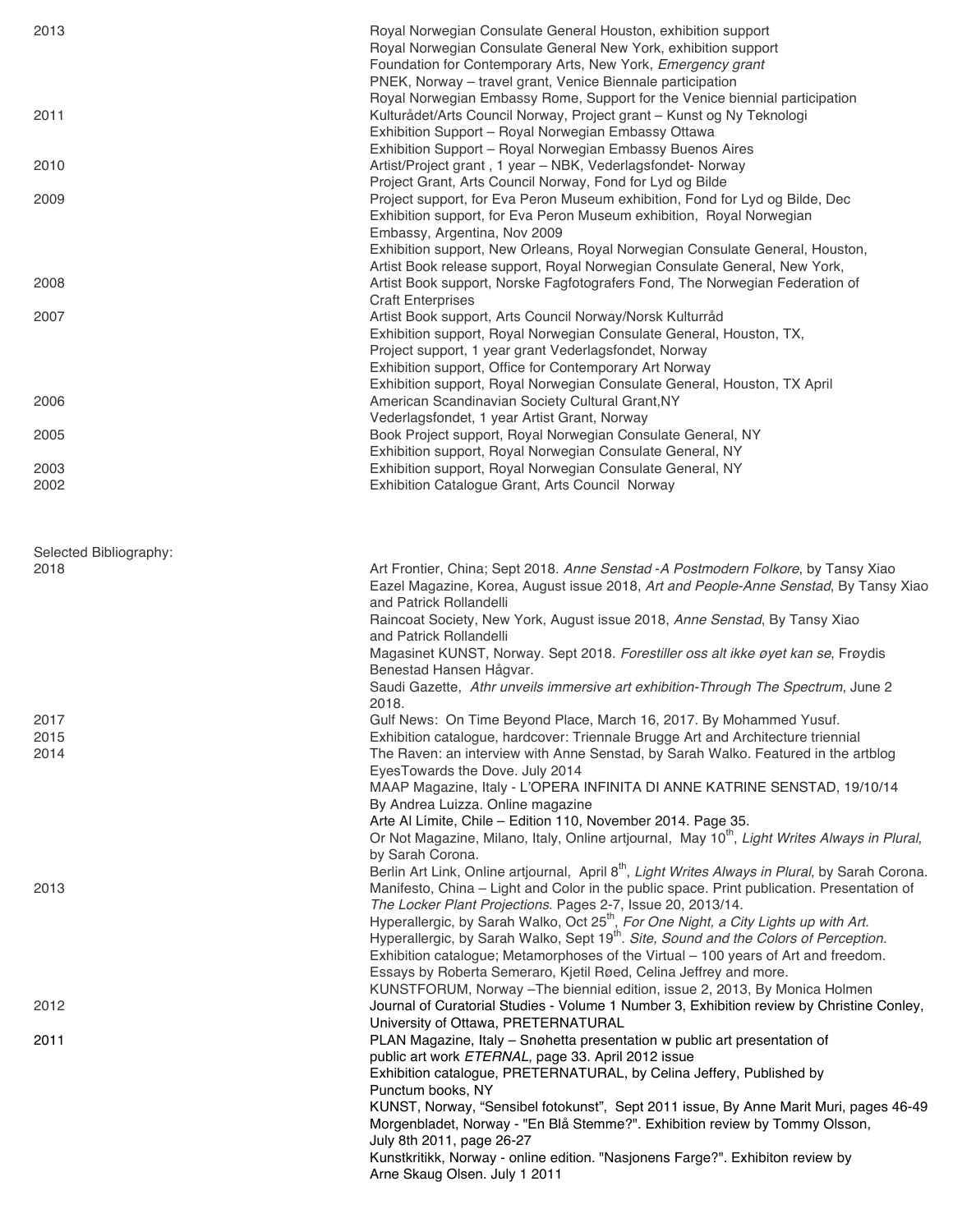2013
Royal Norwegian Consulate General Houston, exhibition support
Royal Norwegian Consulate General New York, exhibition support
Foundation for Contemporary Arts, New York, *Emergency grant*
PNEK, Norway – travel grant, Venice Biennale participation
Royal Norwegian Embassy Rome, Support for the Venice biennial participation

2011
Kulturådet/Arts Council Norway, Project grant – Kunst og Ny Teknologi
Exhibition Support – Royal Norwegian Embassy Ottawa
Exhibition Support – Royal Norwegian Embassy Buenos Aires

2010
Artist/Project grant , 1 year – NBK, Vederlagsfondet- Norway
Project Grant, Arts Council Norway, Fond for Lyd og Bilde

2009
Project support, for Eva Peron Museum exhibition, Fond for Lyd og Bilde, Dec
Exhibition support, for Eva Peron Museum exhibition, Royal Norwegian Embassy, Argentina, Nov 2009
Exhibition support, New Orleans, Royal Norwegian Consulate General, Houston,
Artist Book release support, Royal Norwegian Consulate General, New York,

2008
Artist Book support, Norske Fagfotografers Fond, The Norwegian Federation of Craft Enterprises

2007
Artist Book support, Arts Council Norway/Norsk Kulturråd
Exhibition support, Royal Norwegian Consulate General, Houston, TX,
Project support, 1 year grant Vederlagsfondet, Norway
Exhibition support, Office for Contemporary Art Norway
Exhibition support, Royal Norwegian Consulate General, Houston, TX April

2006
American Scandinavian Society Cultural Grant,NY
Vederlagsfondet, 1 year Artist Grant, Norway

2005
Book Project support, Royal Norwegian Consulate General, NY
Exhibition support, Royal Norwegian Consulate General, NY

2003
Exhibition support, Royal Norwegian Consulate General, NY

2002
Exhibition Catalogue Grant, Arts Council Norway

Selected Bibliography:

2018
Art Frontier, China; Sept 2018. *Anne Senstad -A Postmodern Folkore*, by Tansy Xiao
Eazel Magazine, Korea, August issue 2018, *Art and People-Anne Senstad*, By Tansy Xiao and Patrick Rollandelli
Raincoat Society, New York, August issue 2018, *Anne Senstad*, By Tansy Xiao and Patrick Rollandelli
Magasinet KUNST, Norway. Sept 2018. *Forestiller oss alt ikke øyet kan se*, Frøydis Benestad Hansen Hågvar.
Saudi Gazette, *Athr unveils immersive art exhibition-Through The Spectrum*, June 2 2018.

2017
Gulf News: On Time Beyond Place, March 16, 2017. By Mohammed Yusuf.

2015
Exhibition catalogue, hardcover: Triennale Brugge Art and Architecture triennial

2014
The Raven: an interview with Anne Senstad, by Sarah Walko. Featured in the artblog EyesTowards the Dove. July 2014
MAAP Magazine, Italy - L'OPERA INFINITA DI ANNE KATRINE SENSTAD, 19/10/14 By Andrea Luizza. Online magazine
Arte Al Límite, Chile – Edition 110, November 2014. Page 35.
Or Not Magazine, Milano, Italy, Online artjournal, May 10th, *Light Writes Always in Plural*, by Sarah Corona.
Berlin Art Link, Online artjournal, April 8th, *Light Writes Always in Plural*, by Sarah Corona.

2013
Manifesto, China – Light and Color in the public space. Print publication. Presentation of *The Locker Plant Projections*. Pages 2-7, Issue 20, 2013/14.
Hyperallergic, by Sarah Walko, Oct 25th, *For One Night, a City Lights up with Art.*
Hyperallergic, by Sarah Walko, Sept 19th. *Site, Sound and the Colors of Perception.*
Exhibition catalogue; Metamorphoses of the Virtual – 100 years of Art and freedom. Essays by Roberta Semeraro, Kjetil Røed, Celina Jeffrey and more.
KUNSTFORUM, Norway –The biennial edition, issue 2, 2013, By Monica Holmen

2012
Journal of Curatorial Studies - Volume 1 Number 3, Exhibition review by Christine Conley, University of Ottawa, PRETERNATURAL

2011
PLAN Magazine, Italy – Snøhetta presentation w public art presentation of public art work *ETERNAL*, page 33. April 2012 issue
Exhibition catalogue, PRETERNATURAL, by Celina Jeffery, Published by Punctum books, NY
KUNST, Norway, "Sensibel fotokunst", Sept 2011 issue, By Anne Marit Muri, pages 46-49
Morgenbladet, Norway - "En Blå Stemme?". Exhibition review by Tommy Olsson, July 8th 2011, page 26-27
Kunstkritikk, Norway - online edition. "Nasjonens Farge?". Exhibiton review by Arne Skaug Olsen. July 1 2011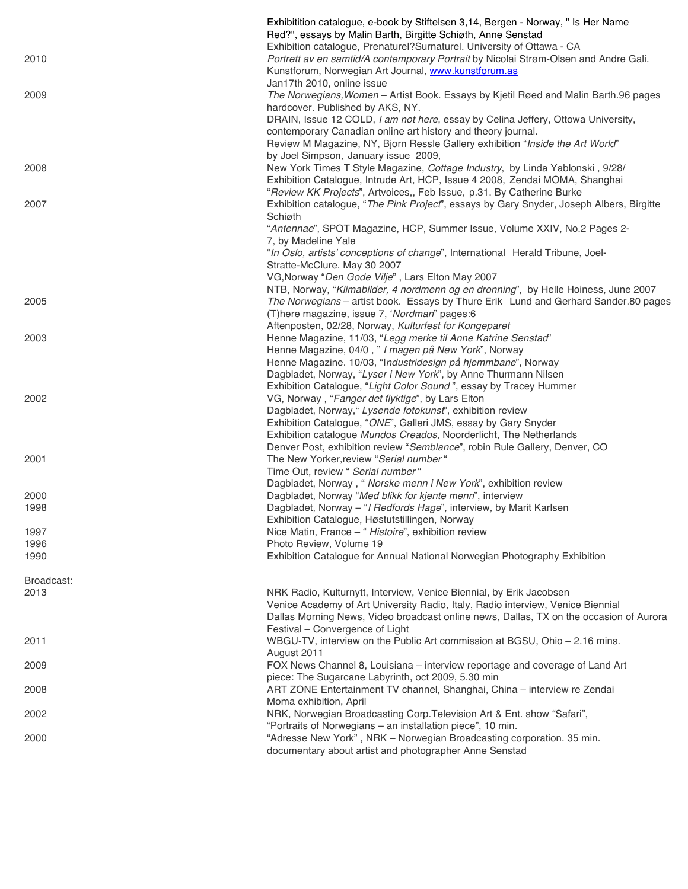| | |
|---|---|
| | Exhibitition catalogue, e-book by Stiftelsen 3,14, Bergen - Norway, " Is Her Name Red?", essays by Malin Barth, Birgitte Schiøth, Anne Senstad |
| | Exhibition catalogue, Prenaturel?Surnaturel. University of Ottawa - CA |
| 2010 | *Portrett av en samtid/A contemporary Portrait* by Nicolai Strøm-Olsen and Andre Gali. Kunstforum, Norwegian Art Journal, www.kunstforum.as Jan17th 2010, online issue |
| 2009 | *The Norwegians,Women* – Artist Book. Essays by Kjetil Røed and Malin Barth.96 pages hardcover. Published by AKS, NY. |
| | DRAIN, Issue 12 COLD, *I am not here*, essay by Celina Jeffery, Ottowa University, contemporary Canadian online art history and theory journal. |
| | Review M Magazine, NY, Bjorn Ressle Gallery exhibition "*Inside the Art World*" by Joel Simpson, January issue 2009, |
| 2008 | New York Times T Style Magazine, *Cottage Industry*, by Linda Yablonski , 9/28/ |
| | Exhibition Catalogue, Intrude Art, HCP, Issue 4 2008, Zendai MOMA, Shanghai |
| | "*Review KK Projects*", Artvoices,, Feb Issue, p.31. By Catherine Burke |
| 2007 | Exhibition catalogue, "*The Pink Project*", essays by Gary Snyder, Joseph Albers, Birgitte Schiøth |
| | "*Antennae*", SPOT Magazine, HCP, Summer Issue, Volume XXIV, No.2 Pages 2-7, by Madeline Yale |
| | "*In Oslo, artists' conceptions of change*", International Herald Tribune, Joel-Stratte-McClure. May 30 2007 |
| | VG,Norway "*Den Gode Vilje*" , Lars Elton May 2007 |
| | NTB, Norway, "*Klimabilder, 4 nordmenn og en dronning*", by Helle Hoiness, June 2007 |
| 2005 | *The Norwegians* – artist book. Essays by Thure Erik Lund and Gerhard Sander.80 pages |
| | (T)here magazine, issue 7, '*Nordman*' pages:6 |
| | Aftenposten, 02/28, Norway, *Kulturfest for Kongeparet* |
| 2003 | Henne Magazine, 11/03, "*Legg merke til Anne Katrine Senstad*" |
| | Henne Magazine, 04/0 , " *I magen på New York*", Norway |
| | Henne Magazine. 10/03, "I*ndustridesign på hjemmbane*", Norway |
| | Dagbladet, Norway, "*Lyser i New York*", by Anne Thurmann Nilsen |
| | Exhibition Catalogue, "*Light Color Sound* ", essay by Tracey Hummer |
| 2002 | VG, Norway , "*Fanger det flyktige*", by Lars Elton |
| | Dagbladet, Norway," *Lysende fotokunst*", exhibition review |
| | Exhibition Catalogue, "*ONE*", Galleri JMS, essay by Gary Snyder |
| | Exhibition catalogue *Mundos Creados*, Noorderlicht, The Netherlands |
| | Denver Post, exhibition review "*Semblance*", robin Rule Gallery, Denver, CO |
| 2001 | The New Yorker,review "*Serial number* " |
| | Time Out, review " *Serial number* " |
| | Dagbladet, Norway , " *Norske menn i New York*", exhibition review |
| 2000 | Dagbladet, Norway "*Med blikk for kjente menn*", interview |
| 1998 | Dagbladet, Norway – "*I Redfords Hage*", interview, by Marit Karlsen |
| | Exhibition Catalogue, Høstutstillingen, Norway |
| 1997 | Nice Matin, France – " *Histoire*", exhibition review |
| 1996 | Photo Review, Volume 19 |
| 1990 | Exhibition Catalogue for Annual National Norwegian Photography Exhibition |

Broadcast:

| | |
|---|---|
| 2013 | NRK Radio, Kulturnytt, Interview, Venice Biennial, by Erik Jacobsen |
| | Venice Academy of Art University Radio, Italy, Radio interview, Venice Biennial |
| | Dallas Morning News, Video broadcast online news, Dallas, TX on the occasion of Aurora Festival – Convergence of Light |
| 2011 | WBGU-TV, interview on the Public Art commission at BGSU, Ohio – 2.16 mins. August 2011 |
| 2009 | FOX News Channel 8, Louisiana – interview reportage and coverage of Land Art piece: The Sugarcane Labyrinth, oct 2009, 5.30 min |
| 2008 | ART ZONE Entertainment TV channel, Shanghai, China – interview re Zendai Moma exhibition, April |
| 2002 | NRK, Norwegian Broadcasting Corp.Television Art & Ent. show "Safari", "Portraits of Norwegians – an installation piece", 10 min. |
| 2000 | "Adresse New York" , NRK – Norwegian Broadcasting corporation. 35 min. documentary about artist and photographer Anne Senstad |